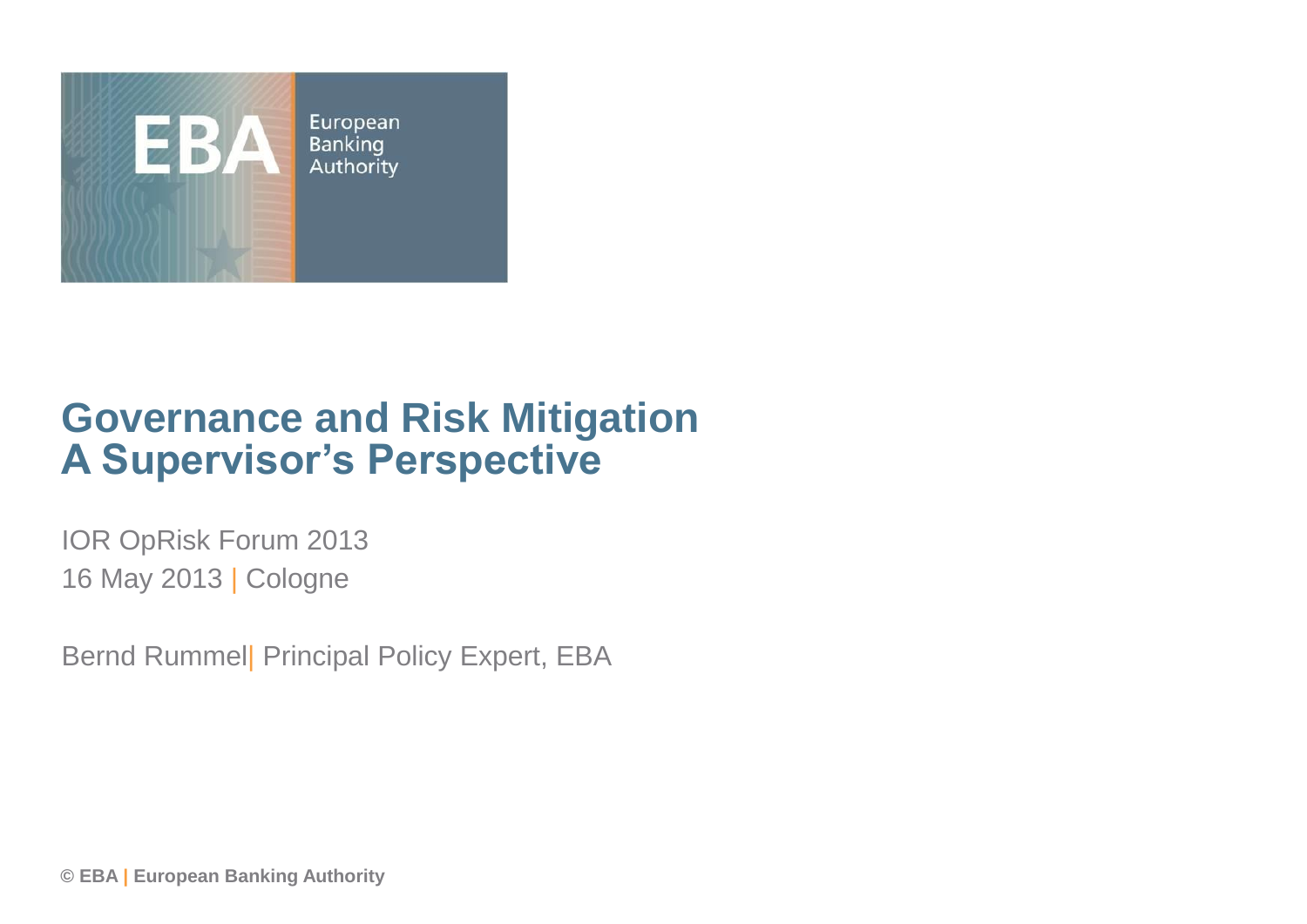# Governance and Risk Mitigation
# A Supervisor's Perspective

IOR OpRisk Forum 2013

16 May 2013 | Cologne

Bernd Rummel| Principal Policy Expert, EBA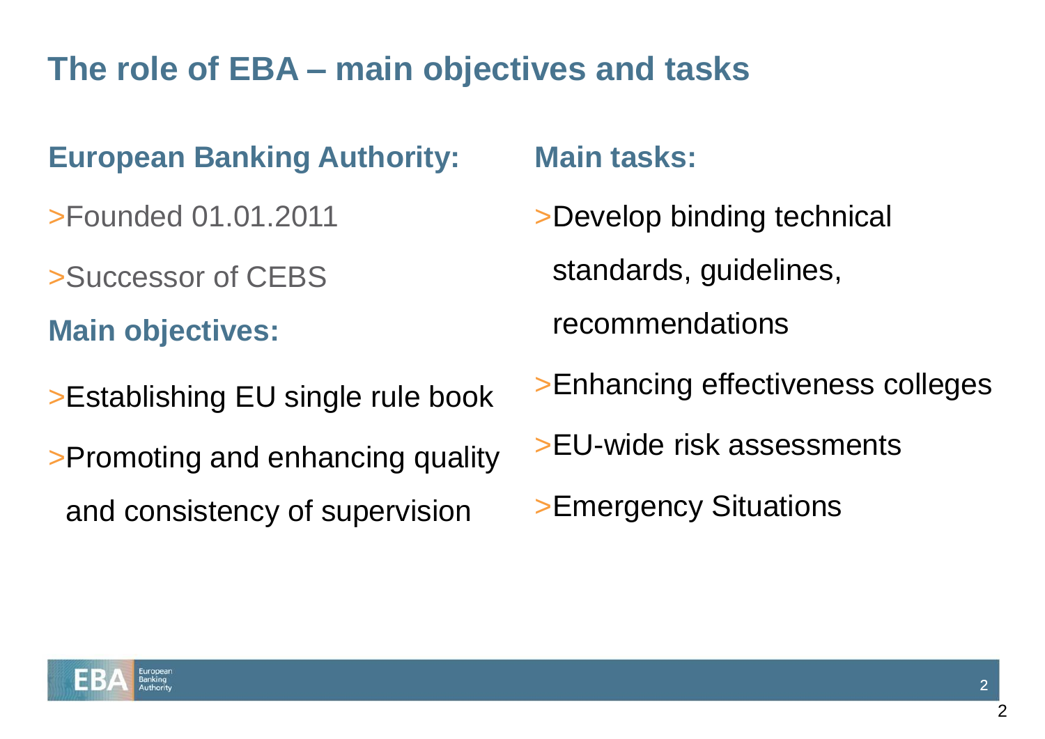# The role of EBA – main objectives and tasks

## European Banking Authority:

- Founded 01.01.2011
- Successor of CEBS

## Main objectives:

- Establishing EU single rule book
- Promoting and enhancing quality and consistency of supervision

## Main tasks:

- Develop binding technical standards, guidelines, recommendations
- Enhancing effectiveness colleges
- EU-wide risk assessments
- Emergency Situations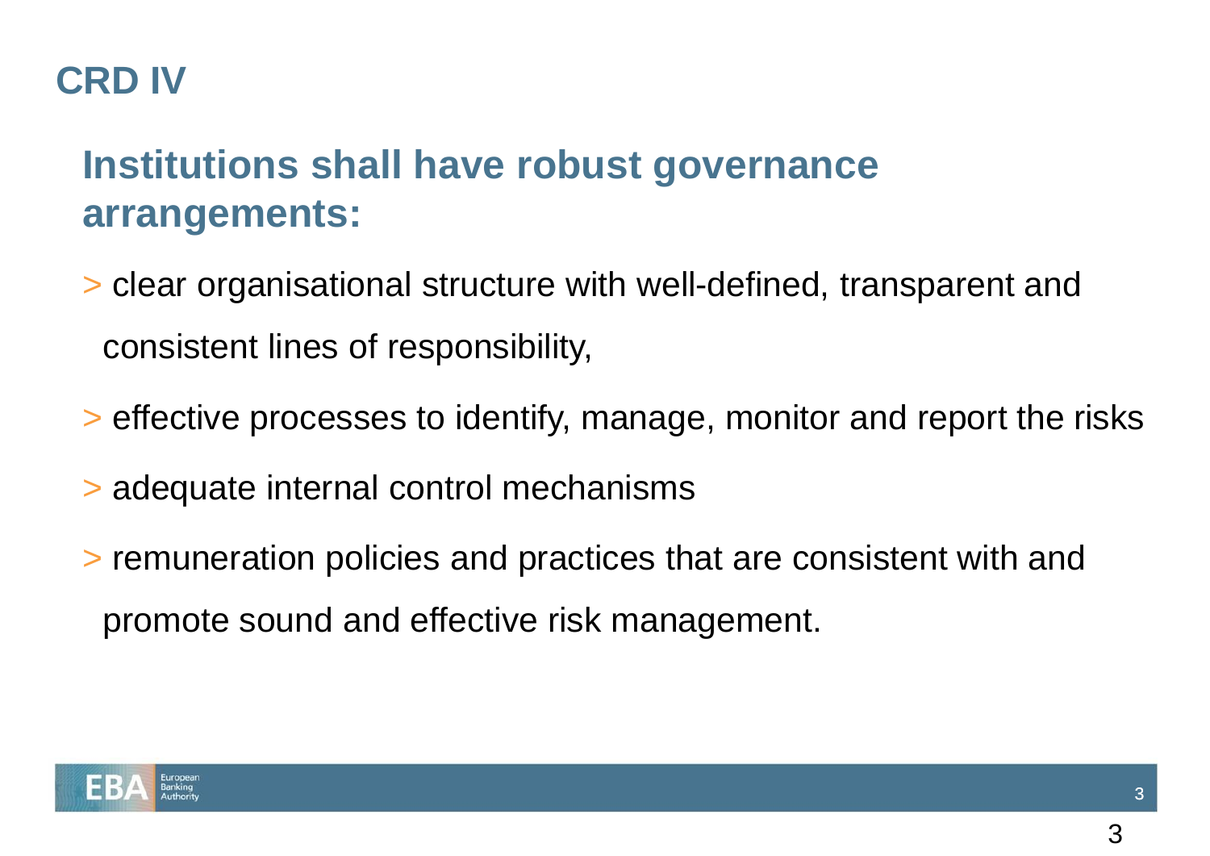# CRD IV

## Institutions shall have robust governance arrangements:

> clear organisational structure with well-defined, transparent and consistent lines of responsibility,

> effective processes to identify, manage, monitor and report the risks

> adequate internal control mechanisms

> remuneration policies and practices that are consistent with and promote sound and effective risk management.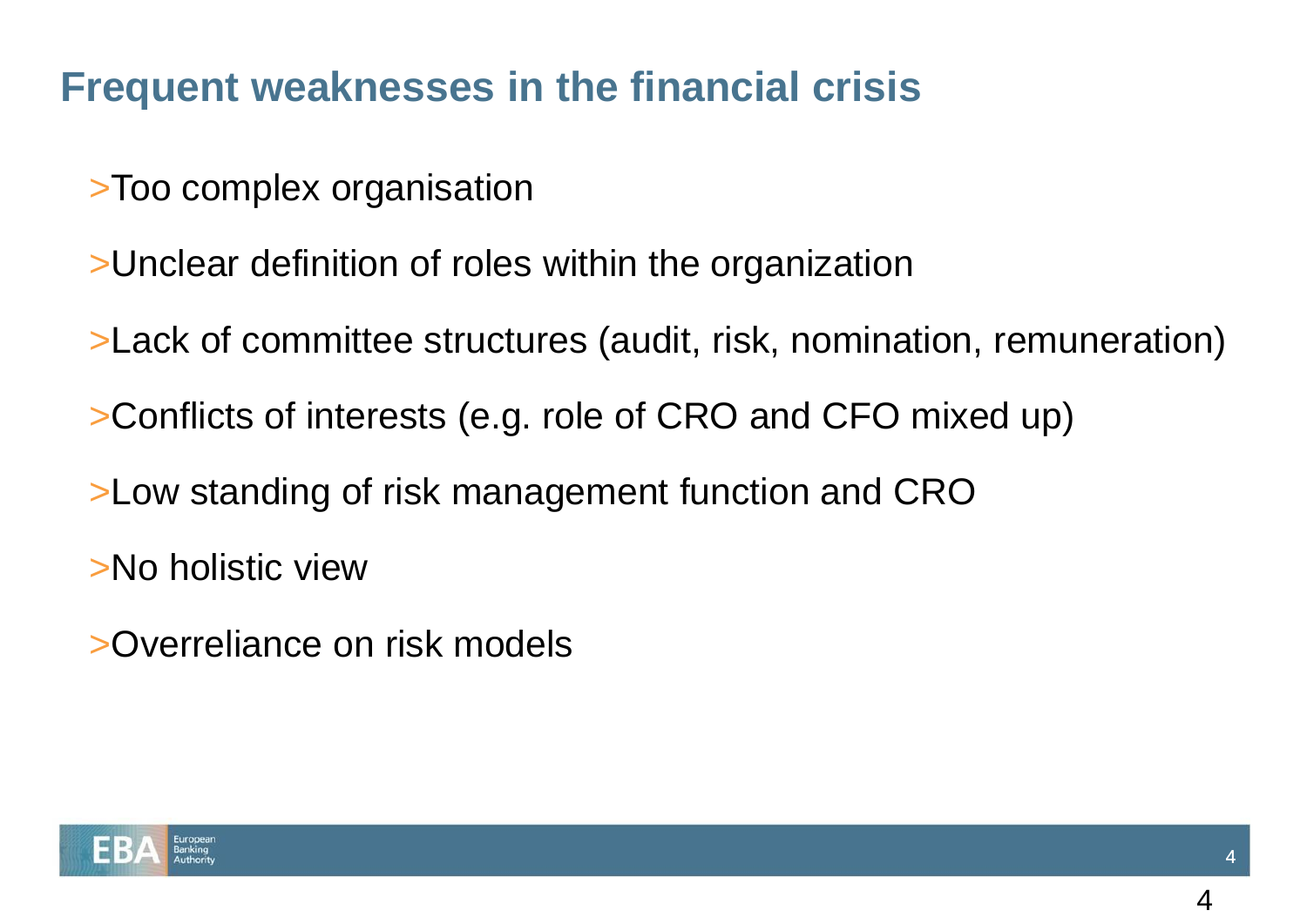# Frequent weaknesses in the financial crisis

- Too complex organisation
- Unclear definition of roles within the organization
- Lack of committee structures (audit, risk, nomination, remuneration)
- Conflicts of interests (e.g. role of CRO and CFO mixed up)
- Low standing of risk management function and CRO
- No holistic view
- Overreliance on risk models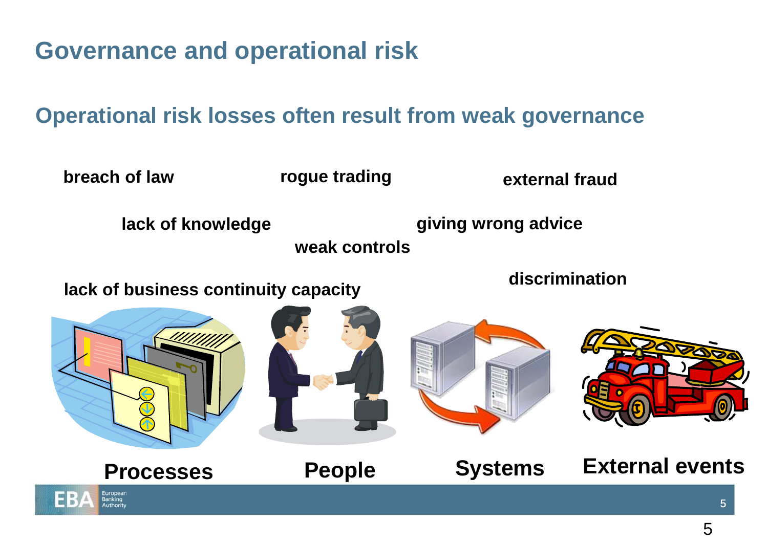# Governance and operational risk

## Operational risk losses often result from weak governance

**breach of law** **rogue trading** **external fraud**

**lack of knowledge** **giving wrong advice**

**weak controls**

**lack of business continuity capacity** **discrimination**

**Processes** **People** **Systems** **External events**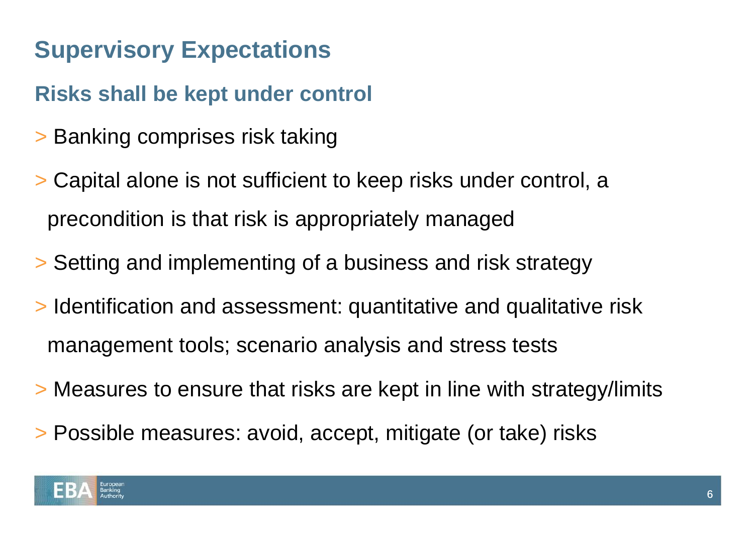# Supervisory Expectations

## Risks shall be kept under control

- Banking comprises risk taking
- Capital alone is not sufficient to keep risks under control, a precondition is that risk is appropriately managed
- Setting and implementing of a business and risk strategy
- Identification and assessment: quantitative and qualitative risk management tools; scenario analysis and stress tests
- Measures to ensure that risks are kept in line with strategy/limits
- Possible measures: avoid, accept, mitigate (or take) risks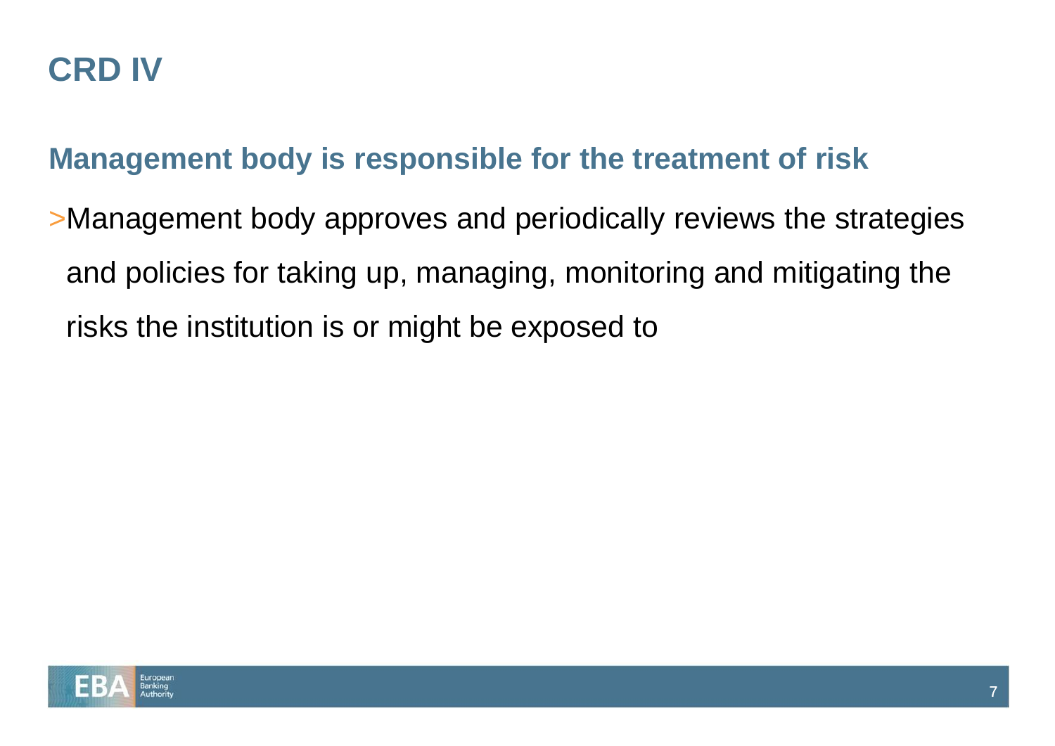# CRD IV

## Management body is responsible for the treatment of risk

- Management body approves and periodically reviews the strategies and policies for taking up, managing, monitoring and mitigating the risks the institution is or might be exposed to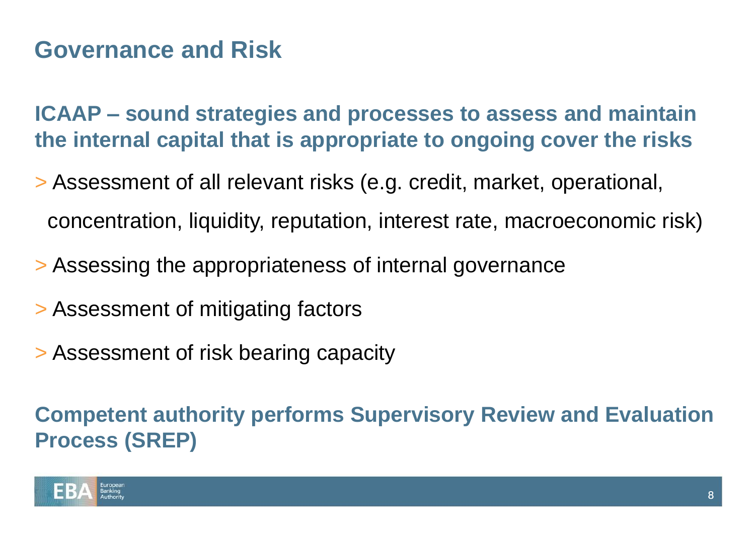# Governance and Risk

**ICAAP – sound strategies and processes to assess and maintain the internal capital that is appropriate to ongoing cover the risks**

> Assessment of all relevant risks (e.g. credit, market, operational, concentration, liquidity, reputation, interest rate, macroeconomic risk)

> Assessing the appropriateness of internal governance

> Assessment of mitigating factors

> Assessment of risk bearing capacity

**Competent authority performs Supervisory Review and Evaluation Process (SREP)**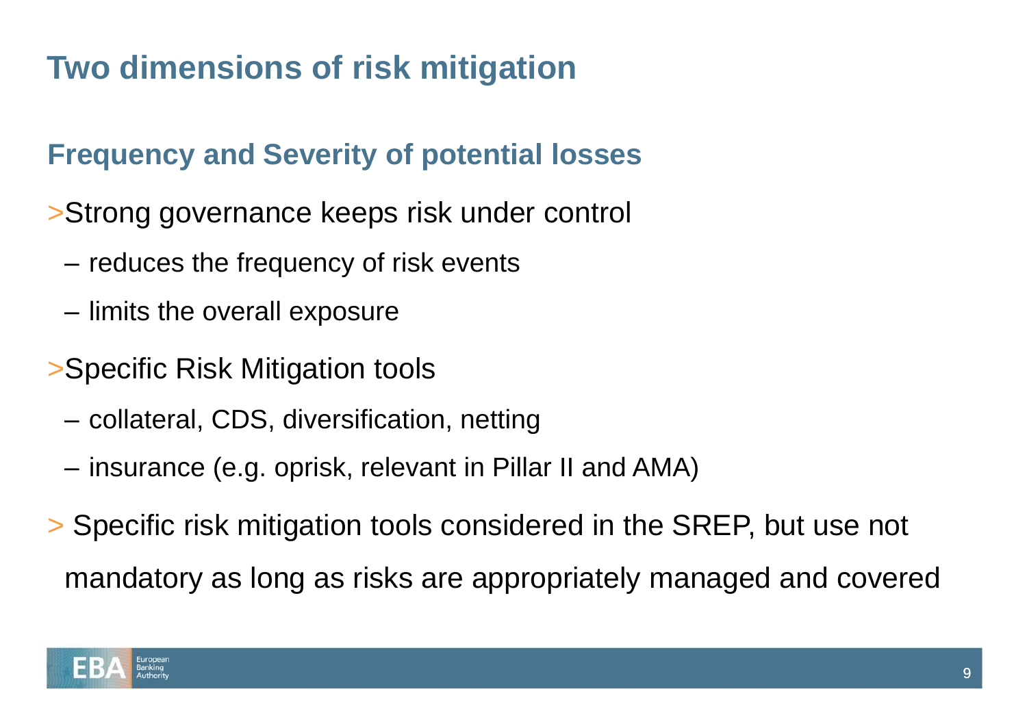# Two dimensions of risk mitigation

## Frequency and Severity of potential losses

- Strong governance keeps risk under control
  - reduces the frequency of risk events
  - limits the overall exposure
- Specific Risk Mitigation tools
  - collateral, CDS, diversification, netting
  - insurance (e.g. oprisk, relevant in Pillar II and AMA)
- Specific risk mitigation tools considered in the SREP, but use not mandatory as long as risks are appropriately managed and covered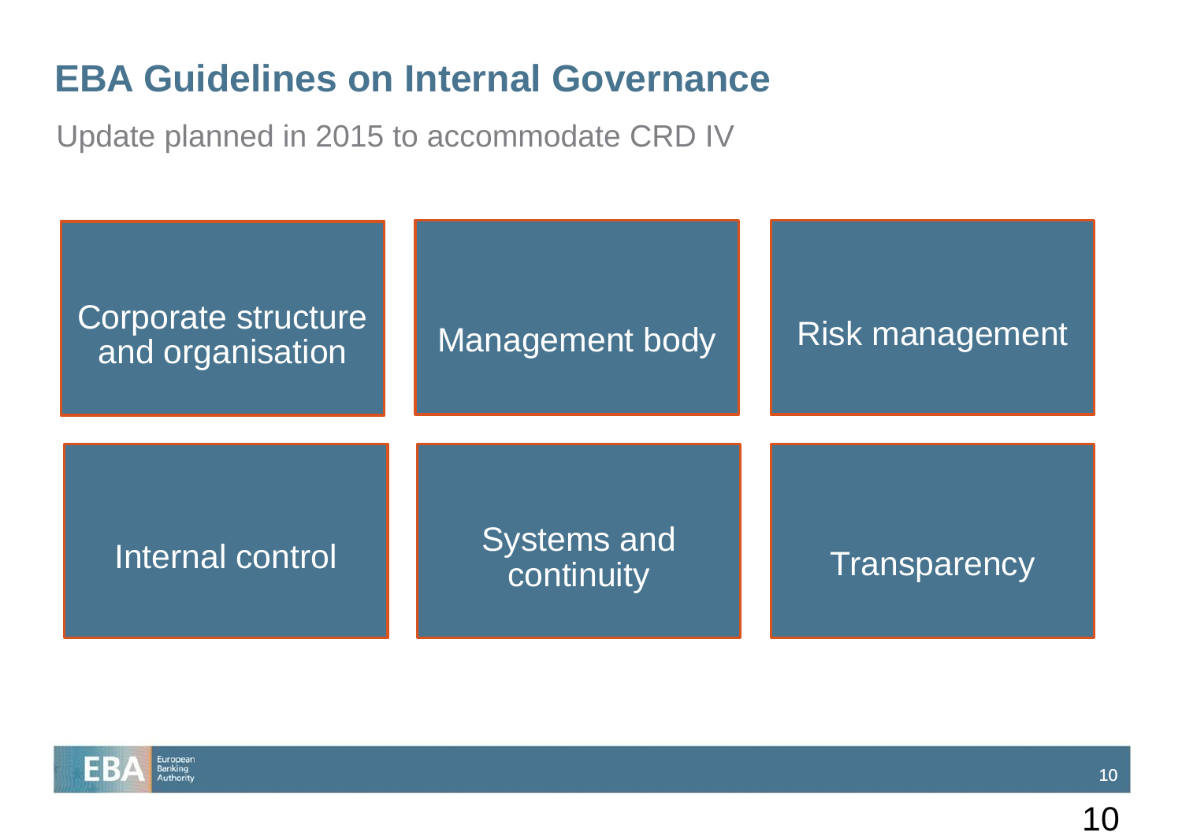# EBA Guidelines on Internal Governance

Update planned in 2015 to accommodate CRD IV

- Corporate structure and organisation
- Management body
- Risk management
- Internal control
- Systems and continuity
- Transparency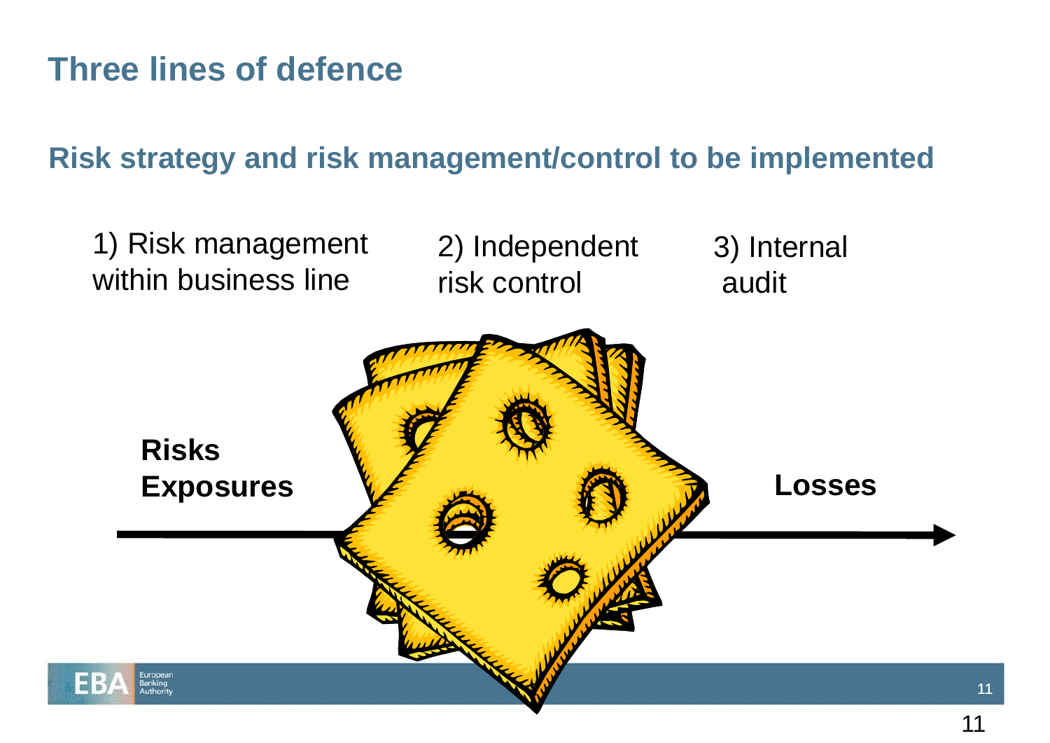# Three lines of defence

## Risk strategy and risk management/control to be implemented

1) Risk management within business line

2) Independent risk control

3) Internal audit

**Risks Exposures**

**Losses**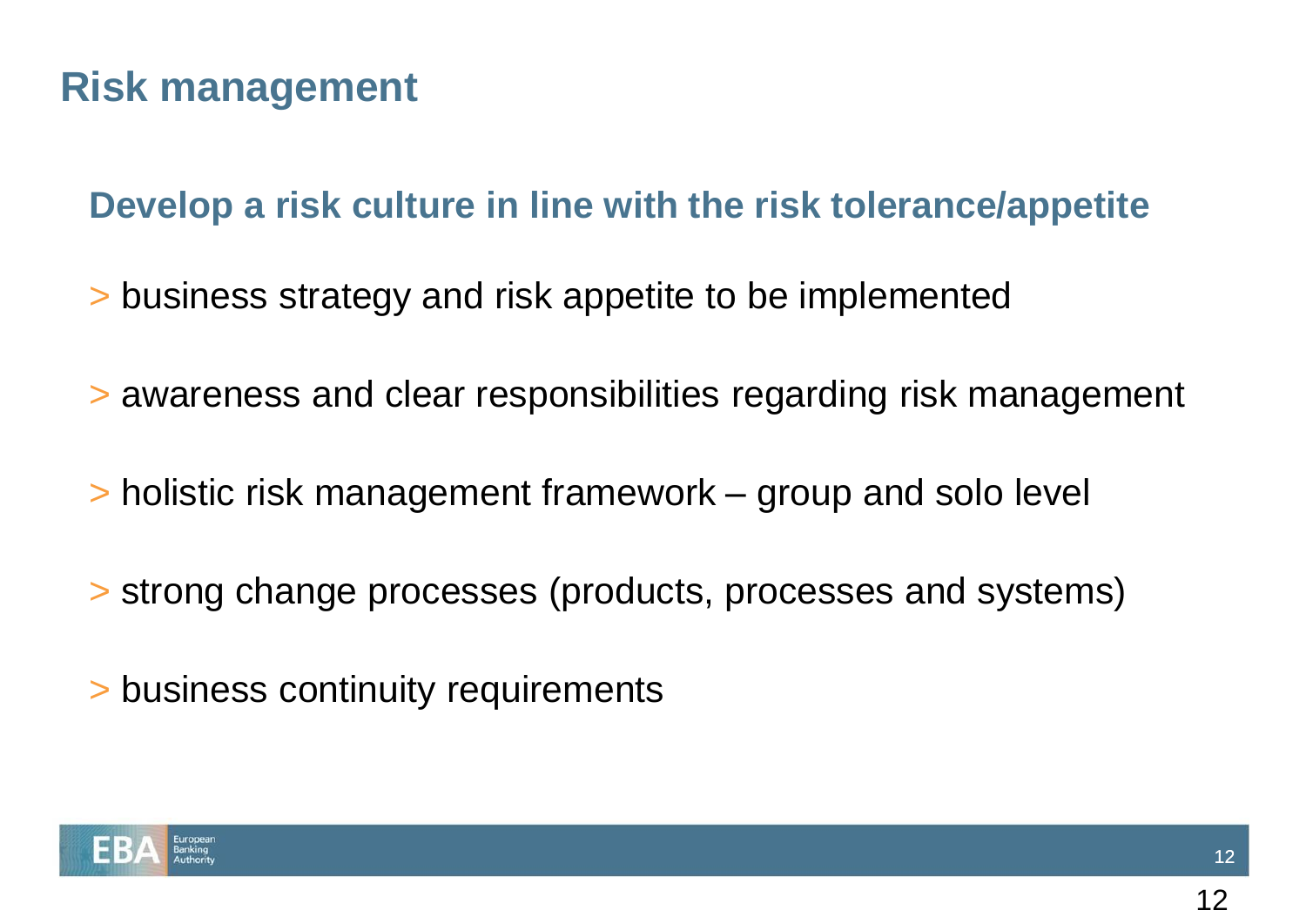# Risk management

## Develop a risk culture in line with the risk tolerance/appetite

- business strategy and risk appetite to be implemented
- awareness and clear responsibilities regarding risk management
- holistic risk management framework – group and solo level
- strong change processes (products, processes and systems)
- business continuity requirements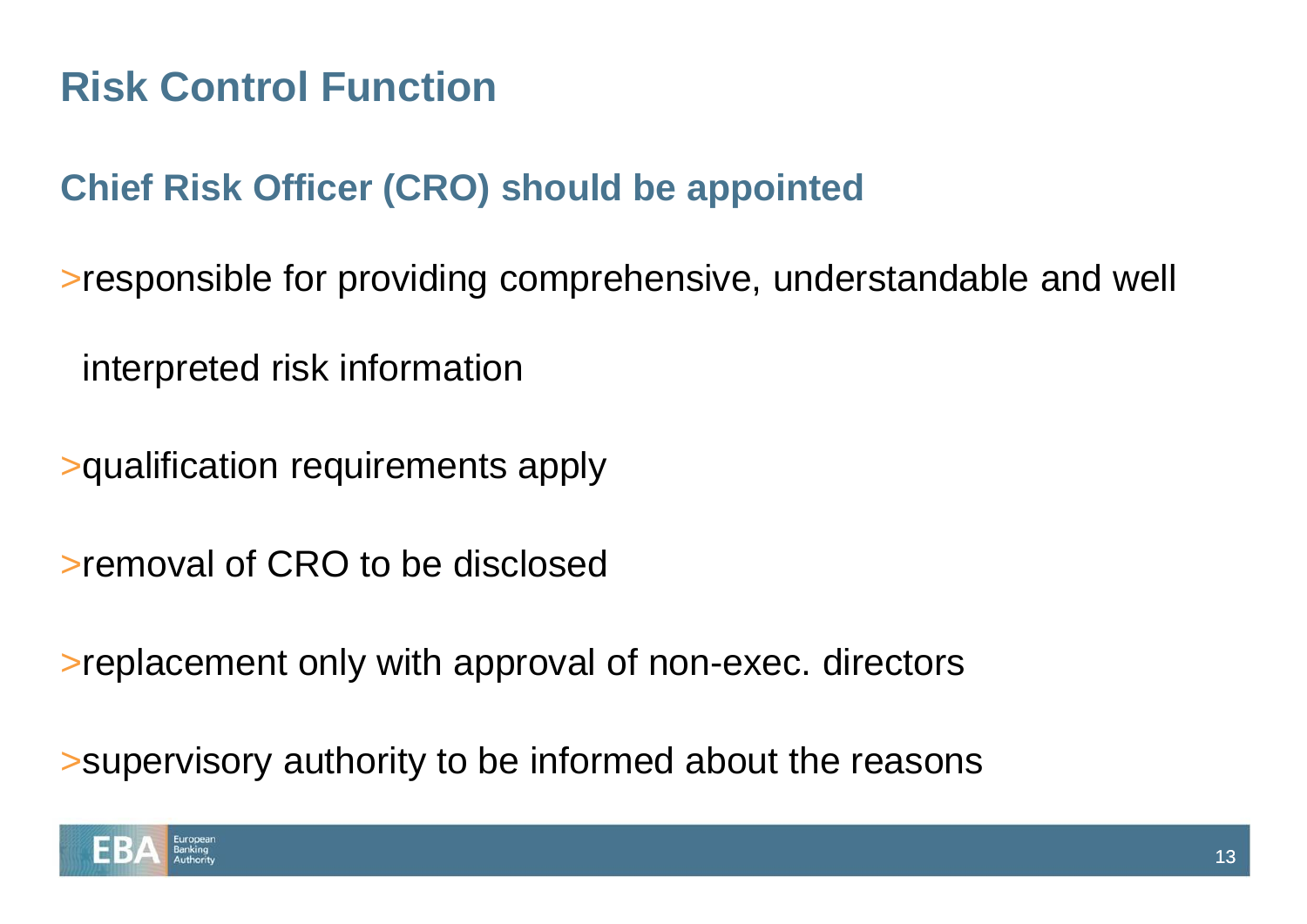# Risk Control Function

## Chief Risk Officer (CRO) should be appointed

- responsible for providing comprehensive, understandable and well interpreted risk information
- qualification requirements apply
- removal of CRO to be disclosed
- replacement only with approval of non-exec. directors
- supervisory authority to be informed about the reasons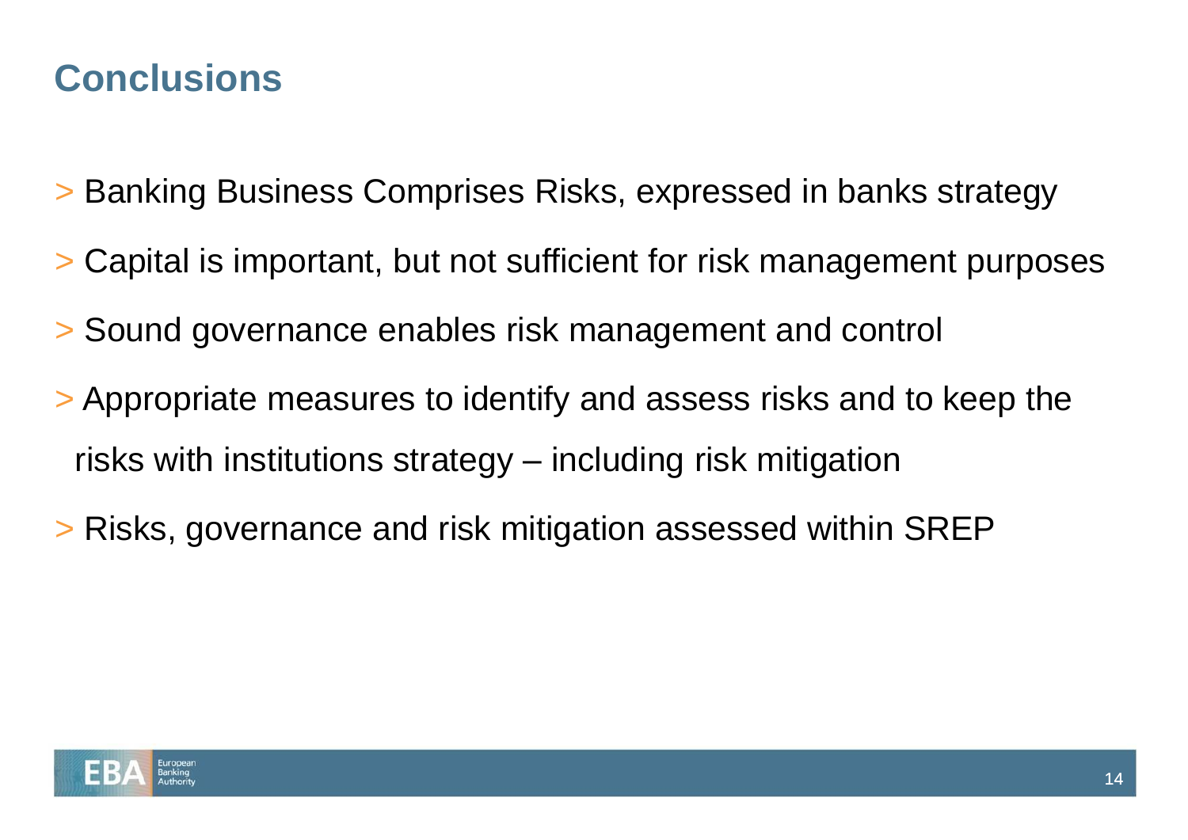# Conclusions

- Banking Business Comprises Risks, expressed in banks strategy
- Capital is important, but not sufficient for risk management purposes
- Sound governance enables risk management and control
- Appropriate measures to identify and assess risks and to keep the risks with institutions strategy – including risk mitigation
- Risks, governance and risk mitigation assessed within SREP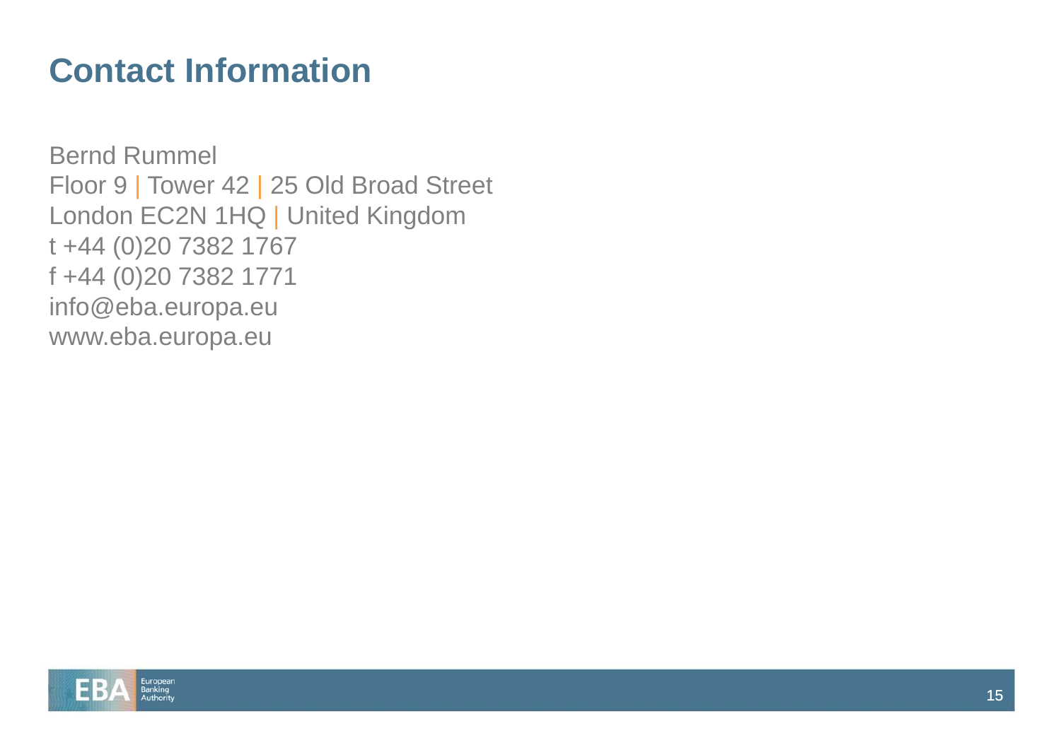# Contact Information

Bernd Rummel
Floor 9 | Tower 42 | 25 Old Broad Street
London EC2N 1HQ | United Kingdom
t +44 (0)20 7382 1767
f +44 (0)20 7382 1771
info@eba.europa.eu
www.eba.europa.eu